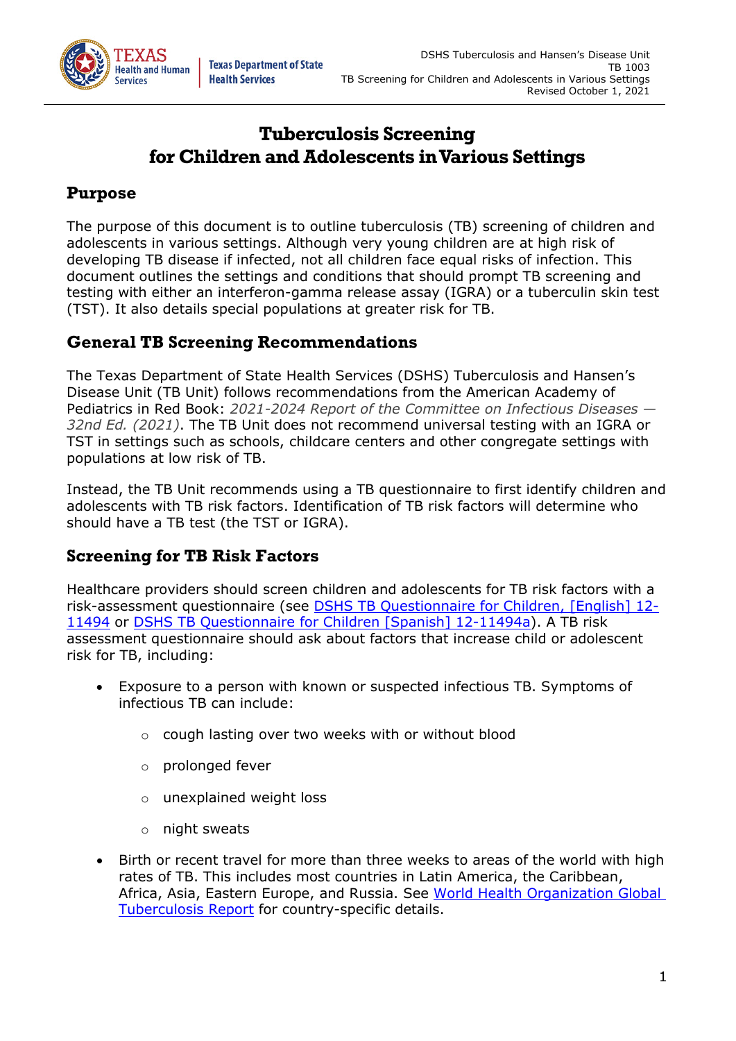# Tuberculosis Screening for Children and Adolescents in Various Settings

## Purpose

The purpose of this document is to outline tuberculosis (TB) screening of children and adolescents in various settings. Although very young children are at high risk of developing TB disease if infected, not all children face equal risks of infection. This document outlines the settings and conditions that should prompt TB screening and testing with either an interferon-gamma release assay (IGRA) or a tuberculin skin test (TST). It also details special populations at greater risk for TB.

## General TB Screening Recommendations

The Texas Department of State Health Services (DSHS) Tuberculosis and Hansen's Disease Unit (TB Unit) follows recommendations from the American Academy of Pediatrics in Red Book: *2021-2024 Report of the Committee on Infectious Diseases — 32nd Ed. (2021)*. The TB Unit does not recommend universal testing with an IGRA or TST in settings such as schools, childcare centers and other congregate settings with populations at low risk of TB.

Instead, the TB Unit recommends using a TB questionnaire to first identify children and adolescents with TB risk factors. Identification of TB risk factors will determine who should have a TB test (the TST or IGRA).

## Screening for TB Risk Factors

Healthcare providers should screen children and adolescents for TB risk factors with a risk-assessment questionnaire (see [DSHS TB Questionnaire for Children, [English] 12-11494]() or [DSHS TB Questionnaire for Children [Spanish] 12-11494a]()). A TB risk assessment questionnaire should ask about factors that increase child or adolescent risk for TB, including:

- Exposure to a person with known or suspected infectious TB. Symptoms of infectious TB can include:
  - cough lasting over two weeks with or without blood
  - prolonged fever
  - unexplained weight loss
  - night sweats
- Birth or recent travel for more than three weeks to areas of the world with high rates of TB. This includes most countries in Latin America, the Caribbean, Africa, Asia, Eastern Europe, and Russia. See [World Health Organization Global Tuberculosis Report]() for country-specific details.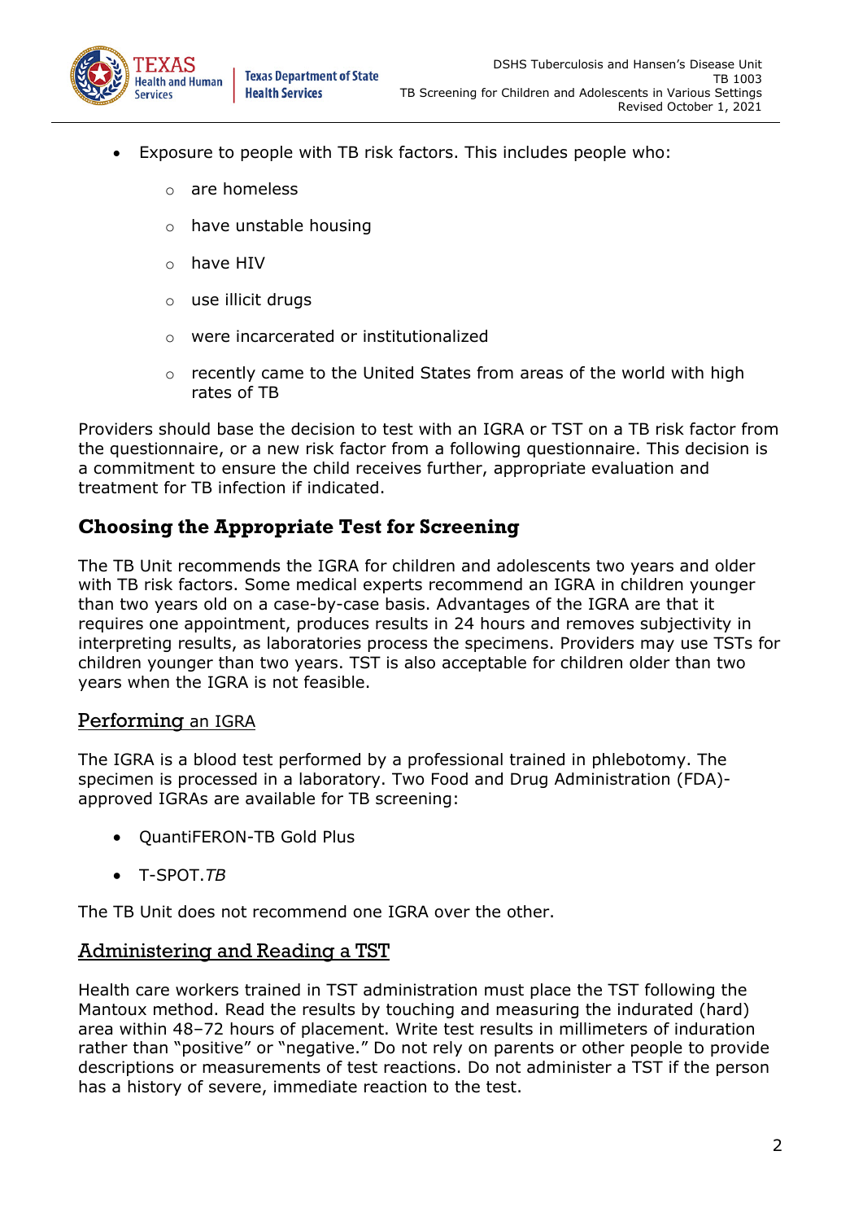- Exposure to people with TB risk factors. This includes people who:
  - are homeless
  - have unstable housing
  - have HIV
  - use illicit drugs
  - were incarcerated or institutionalized
  - recently came to the United States from areas of the world with high rates of TB

Providers should base the decision to test with an IGRA or TST on a TB risk factor from the questionnaire, or a new risk factor from a following questionnaire. This decision is a commitment to ensure the child receives further, appropriate evaluation and treatment for TB infection if indicated.

## Choosing the Appropriate Test for Screening

The TB Unit recommends the IGRA for children and adolescents two years and older with TB risk factors. Some medical experts recommend an IGRA in children younger than two years old on a case-by-case basis. Advantages of the IGRA are that it requires one appointment, produces results in 24 hours and removes subjectivity in interpreting results, as laboratories process the specimens. Providers may use TSTs for children younger than two years. TST is also acceptable for children older than two years when the IGRA is not feasible.

### Performing an IGRA

The IGRA is a blood test performed by a professional trained in phlebotomy. The specimen is processed in a laboratory. Two Food and Drug Administration (FDA)-approved IGRAs are available for TB screening:

- QuantiFERON-TB Gold Plus
- T-SPOT.*TB*

The TB Unit does not recommend one IGRA over the other.

### Administering and Reading a TST

Health care workers trained in TST administration must place the TST following the Mantoux method. Read the results by touching and measuring the indurated (hard) area within 48–72 hours of placement. Write test results in millimeters of induration rather than "positive" or "negative." Do not rely on parents or other people to provide descriptions or measurements of test reactions. Do not administer a TST if the person has a history of severe, immediate reaction to the test.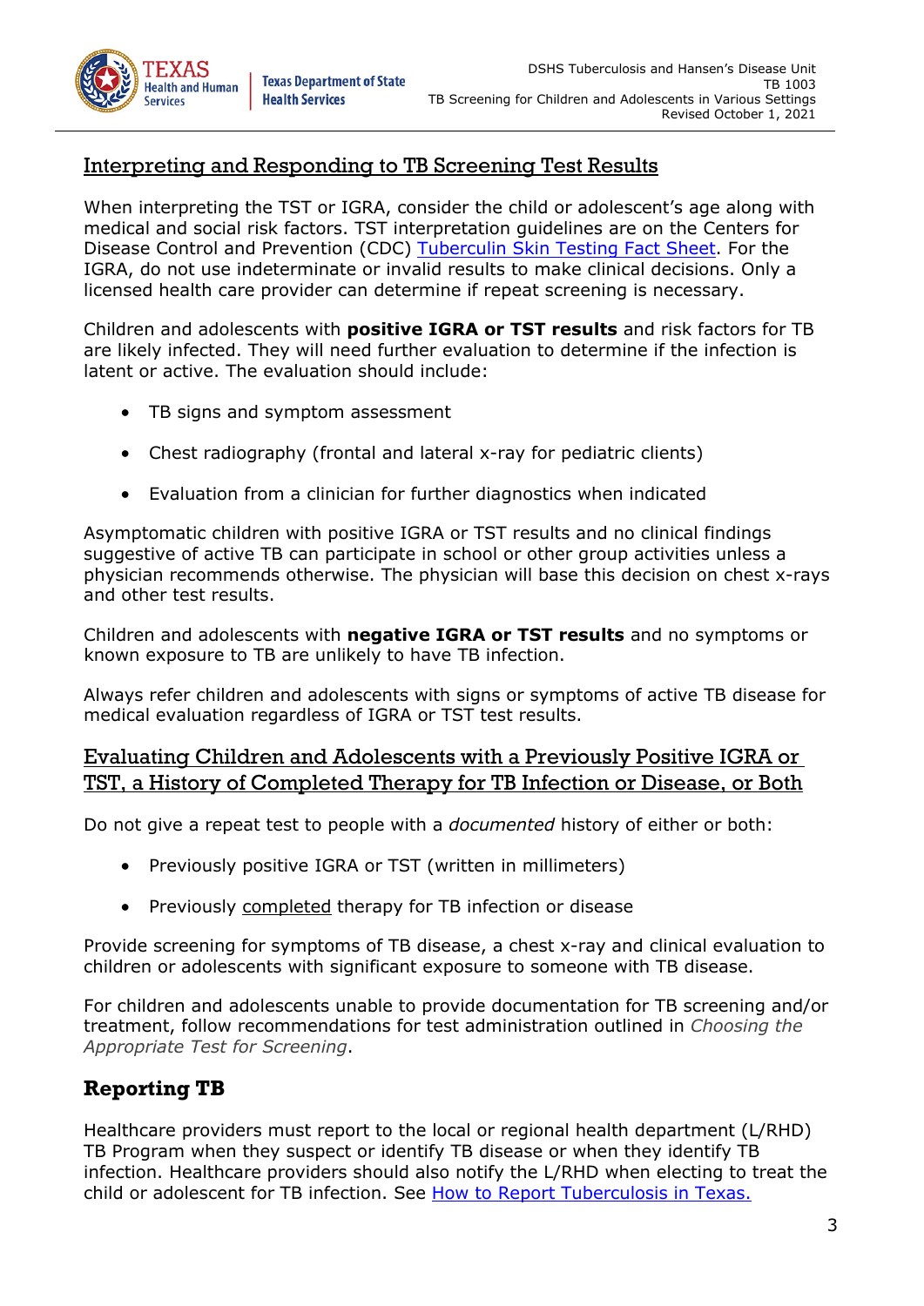## Interpreting and Responding to TB Screening Test Results

When interpreting the TST or IGRA, consider the child or adolescent's age along with medical and social risk factors. TST interpretation guidelines are on the Centers for Disease Control and Prevention (CDC) [Tuberculin Skin Testing Fact Sheet](). For the IGRA, do not use indeterminate or invalid results to make clinical decisions. Only a licensed health care provider can determine if repeat screening is necessary.

Children and adolescents with **positive IGRA or TST results** and risk factors for TB are likely infected. They will need further evaluation to determine if the infection is latent or active. The evaluation should include:

- TB signs and symptom assessment
- Chest radiography (frontal and lateral x-ray for pediatric clients)
- Evaluation from a clinician for further diagnostics when indicated

Asymptomatic children with positive IGRA or TST results and no clinical findings suggestive of active TB can participate in school or other group activities unless a physician recommends otherwise. The physician will base this decision on chest x-rays and other test results.

Children and adolescents with **negative IGRA or TST results** and no symptoms or known exposure to TB are unlikely to have TB infection.

Always refer children and adolescents with signs or symptoms of active TB disease for medical evaluation regardless of IGRA or TST test results.

## Evaluating Children and Adolescents with a Previously Positive IGRA or TST, a History of Completed Therapy for TB Infection or Disease, or Both

Do not give a repeat test to people with a *documented* history of either or both:

- Previously positive IGRA or TST (written in millimeters)
- Previously completed therapy for TB infection or disease

Provide screening for symptoms of TB disease, a chest x-ray and clinical evaluation to children or adolescents with significant exposure to someone with TB disease.

For children and adolescents unable to provide documentation for TB screening and/or treatment, follow recommendations for test administration outlined in *Choosing the Appropriate Test for Screening*.

## Reporting TB

Healthcare providers must report to the local or regional health department (L/RHD) TB Program when they suspect or identify TB disease or when they identify TB infection. Healthcare providers should also notify the L/RHD when electing to treat the child or adolescent for TB infection. See [How to Report Tuberculosis in Texas.]()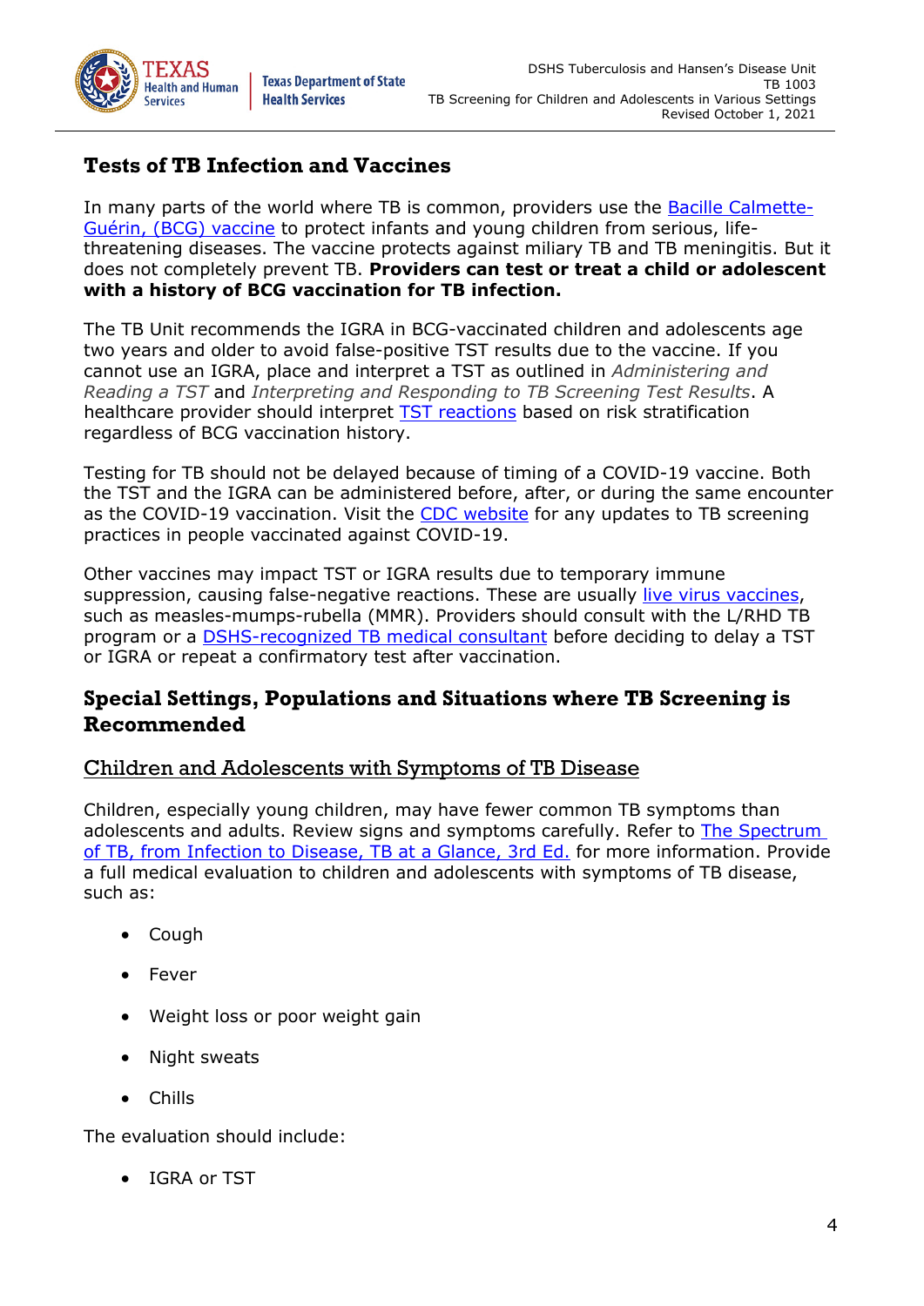## Tests of TB Infection and Vaccines

In many parts of the world where TB is common, providers use the Bacille Calmette-Guérin, (BCG) vaccine to protect infants and young children from serious, life-threatening diseases. The vaccine protects against miliary TB and TB meningitis. But it does not completely prevent TB. **Providers can test or treat a child or adolescent with a history of BCG vaccination for TB infection.**

The TB Unit recommends the IGRA in BCG-vaccinated children and adolescents age two years and older to avoid false-positive TST results due to the vaccine. If you cannot use an IGRA, place and interpret a TST as outlined in *Administering and Reading a TST* and *Interpreting and Responding to TB Screening Test Results*. A healthcare provider should interpret TST reactions based on risk stratification regardless of BCG vaccination history.

Testing for TB should not be delayed because of timing of a COVID-19 vaccine. Both the TST and the IGRA can be administered before, after, or during the same encounter as the COVID-19 vaccination. Visit the CDC website for any updates to TB screening practices in people vaccinated against COVID-19.

Other vaccines may impact TST or IGRA results due to temporary immune suppression, causing false-negative reactions. These are usually live virus vaccines, such as measles-mumps-rubella (MMR). Providers should consult with the L/RHD TB program or a DSHS-recognized TB medical consultant before deciding to delay a TST or IGRA or repeat a confirmatory test after vaccination.

## Special Settings, Populations and Situations where TB Screening is Recommended

### Children and Adolescents with Symptoms of TB Disease

Children, especially young children, may have fewer common TB symptoms than adolescents and adults. Review signs and symptoms carefully. Refer to The Spectrum of TB, from Infection to Disease, TB at a Glance, 3rd Ed. for more information. Provide a full medical evaluation to children and adolescents with symptoms of TB disease, such as:

- Cough
- Fever
- Weight loss or poor weight gain
- Night sweats
- Chills

The evaluation should include:

- IGRA or TST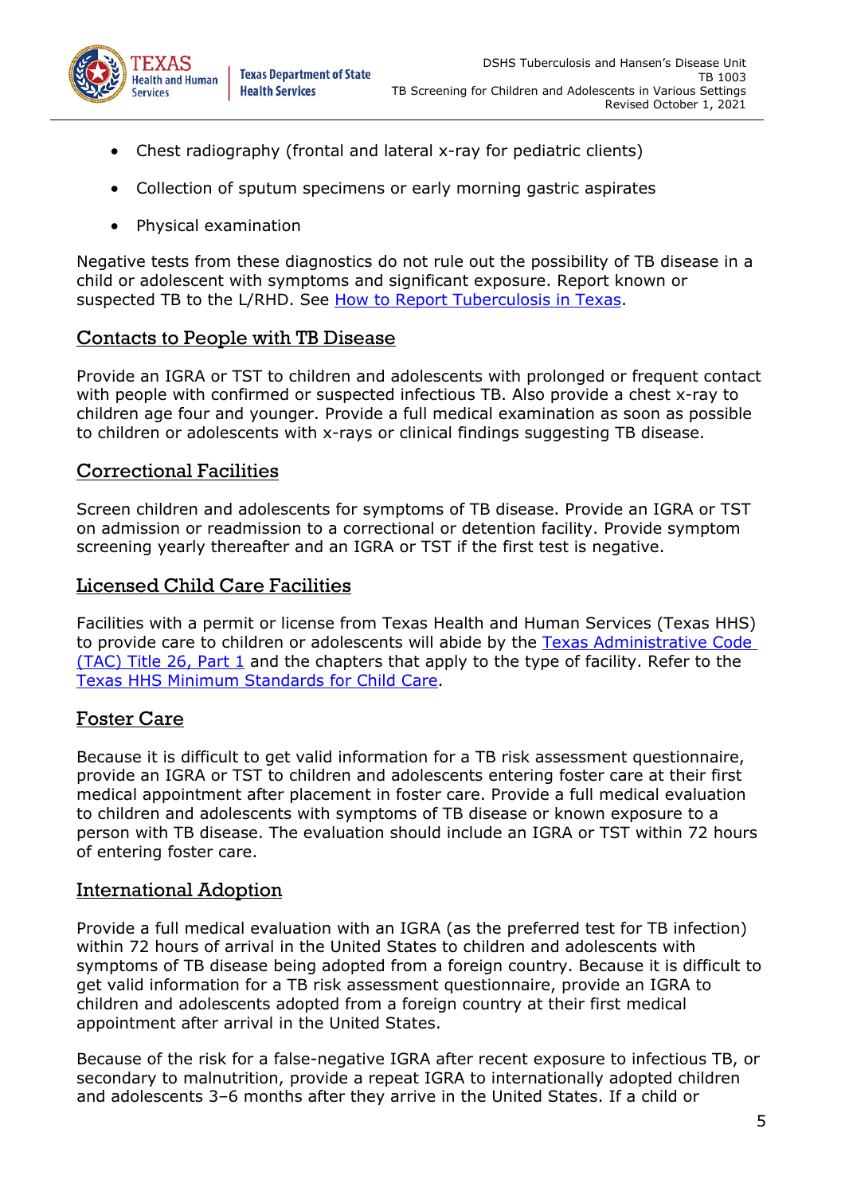- Chest radiography (frontal and lateral x-ray for pediatric clients)
- Collection of sputum specimens or early morning gastric aspirates
- Physical examination

Negative tests from these diagnostics do not rule out the possibility of TB disease in a child or adolescent with symptoms and significant exposure. Report known or suspected TB to the L/RHD. See [How to Report Tuberculosis in Texas](#).

## Contacts to People with TB Disease

Provide an IGRA or TST to children and adolescents with prolonged or frequent contact with people with confirmed or suspected infectious TB. Also provide a chest x-ray to children age four and younger. Provide a full medical examination as soon as possible to children or adolescents with x-rays or clinical findings suggesting TB disease.

## Correctional Facilities

Screen children and adolescents for symptoms of TB disease. Provide an IGRA or TST on admission or readmission to a correctional or detention facility. Provide symptom screening yearly thereafter and an IGRA or TST if the first test is negative.

## Licensed Child Care Facilities

Facilities with a permit or license from Texas Health and Human Services (Texas HHS) to provide care to children or adolescents will abide by the [Texas Administrative Code (TAC) Title 26, Part 1](#) and the chapters that apply to the type of facility. Refer to the [Texas HHS Minimum Standards for Child Care](#).

## Foster Care

Because it is difficult to get valid information for a TB risk assessment questionnaire, provide an IGRA or TST to children and adolescents entering foster care at their first medical appointment after placement in foster care. Provide a full medical evaluation to children and adolescents with symptoms of TB disease or known exposure to a person with TB disease. The evaluation should include an IGRA or TST within 72 hours of entering foster care.

## International Adoption

Provide a full medical evaluation with an IGRA (as the preferred test for TB infection) within 72 hours of arrival in the United States to children and adolescents with symptoms of TB disease being adopted from a foreign country. Because it is difficult to get valid information for a TB risk assessment questionnaire, provide an IGRA to children and adolescents adopted from a foreign country at their first medical appointment after arrival in the United States.

Because of the risk for a false-negative IGRA after recent exposure to infectious TB, or secondary to malnutrition, provide a repeat IGRA to internationally adopted children and adolescents 3–6 months after they arrive in the United States. If a child or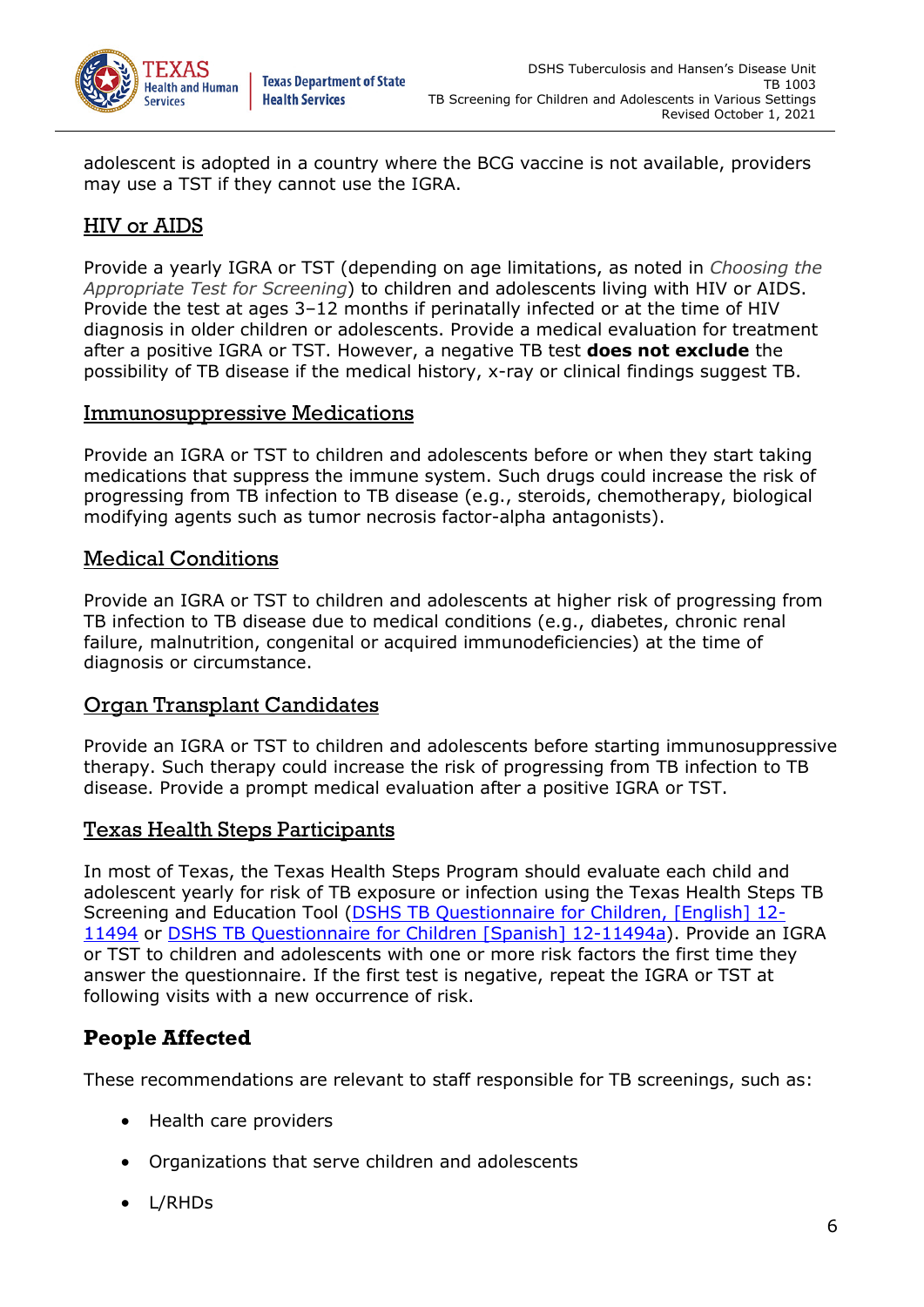adolescent is adopted in a country where the BCG vaccine is not available, providers may use a TST if they cannot use the IGRA.

### HIV or AIDS

Provide a yearly IGRA or TST (depending on age limitations, as noted in *Choosing the Appropriate Test for Screening*) to children and adolescents living with HIV or AIDS. Provide the test at ages 3–12 months if perinatally infected or at the time of HIV diagnosis in older children or adolescents. Provide a medical evaluation for treatment after a positive IGRA or TST. However, a negative TB test **does not exclude** the possibility of TB disease if the medical history, x-ray or clinical findings suggest TB.

### Immunosuppressive Medications

Provide an IGRA or TST to children and adolescents before or when they start taking medications that suppress the immune system. Such drugs could increase the risk of progressing from TB infection to TB disease (e.g., steroids, chemotherapy, biological modifying agents such as tumor necrosis factor-alpha antagonists).

### Medical Conditions

Provide an IGRA or TST to children and adolescents at higher risk of progressing from TB infection to TB disease due to medical conditions (e.g., diabetes, chronic renal failure, malnutrition, congenital or acquired immunodeficiencies) at the time of diagnosis or circumstance.

### Organ Transplant Candidates

Provide an IGRA or TST to children and adolescents before starting immunosuppressive therapy. Such therapy could increase the risk of progressing from TB infection to TB disease. Provide a prompt medical evaluation after a positive IGRA or TST.

### Texas Health Steps Participants

In most of Texas, the Texas Health Steps Program should evaluate each child and adolescent yearly for risk of TB exposure or infection using the Texas Health Steps TB Screening and Education Tool (DSHS TB Questionnaire for Children, [English] 12-11494 or DSHS TB Questionnaire for Children [Spanish] 12-11494a). Provide an IGRA or TST to children and adolescents with one or more risk factors the first time they answer the questionnaire. If the first test is negative, repeat the IGRA or TST at following visits with a new occurrence of risk.

## People Affected

These recommendations are relevant to staff responsible for TB screenings, such as:

- Health care providers
- Organizations that serve children and adolescents
- L/RHDs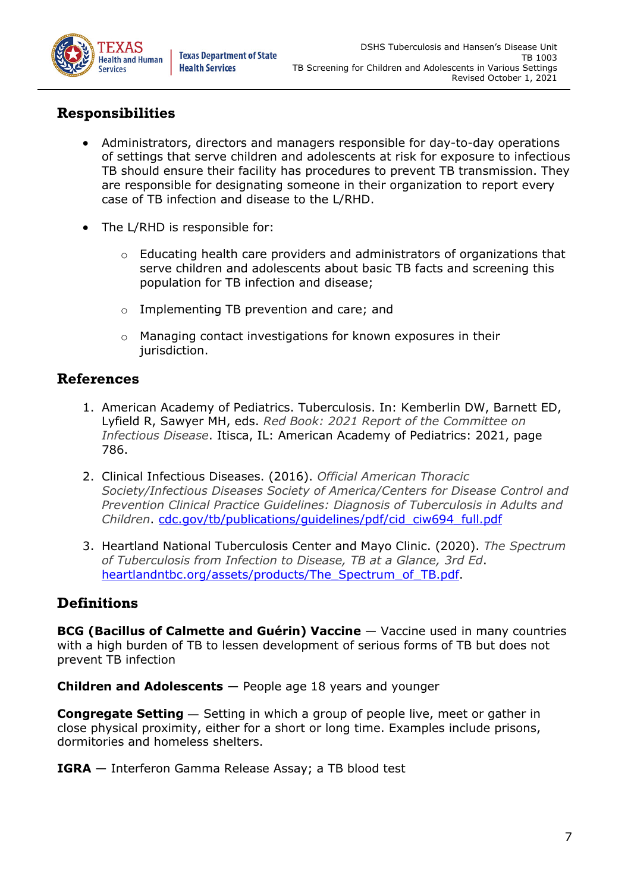## Responsibilities

- Administrators, directors and managers responsible for day-to-day operations of settings that serve children and adolescents at risk for exposure to infectious TB should ensure their facility has procedures to prevent TB transmission. They are responsible for designating someone in their organization to report every case of TB infection and disease to the L/RHD.
- The L/RHD is responsible for:
  - Educating health care providers and administrators of organizations that serve children and adolescents about basic TB facts and screening this population for TB infection and disease;
  - Implementing TB prevention and care; and
  - Managing contact investigations for known exposures in their jurisdiction.

## References

1. American Academy of Pediatrics. Tuberculosis. In: Kemberlin DW, Barnett ED, Lyfield R, Sawyer MH, eds. *Red Book: 2021 Report of the Committee on Infectious Disease*. Itisca, IL: American Academy of Pediatrics: 2021, page 786.
2. Clinical Infectious Diseases. (2016). *Official American Thoracic Society/Infectious Diseases Society of America/Centers for Disease Control and Prevention Clinical Practice Guidelines: Diagnosis of Tuberculosis in Adults and Children*. cdc.gov/tb/publications/guidelines/pdf/cid_ciw694_full.pdf
3. Heartland National Tuberculosis Center and Mayo Clinic. (2020). *The Spectrum of Tuberculosis from Infection to Disease, TB at a Glance, 3rd Ed*. heartlandntbc.org/assets/products/The_Spectrum_of_TB.pdf.

## Definitions

**BCG (Bacillus of Calmette and Guérin) Vaccine** — Vaccine used in many countries with a high burden of TB to lessen development of serious forms of TB but does not prevent TB infection

**Children and Adolescents** — People age 18 years and younger

**Congregate Setting** — Setting in which a group of people live, meet or gather in close physical proximity, either for a short or long time. Examples include prisons, dormitories and homeless shelters.

**IGRA** — Interferon Gamma Release Assay; a TB blood test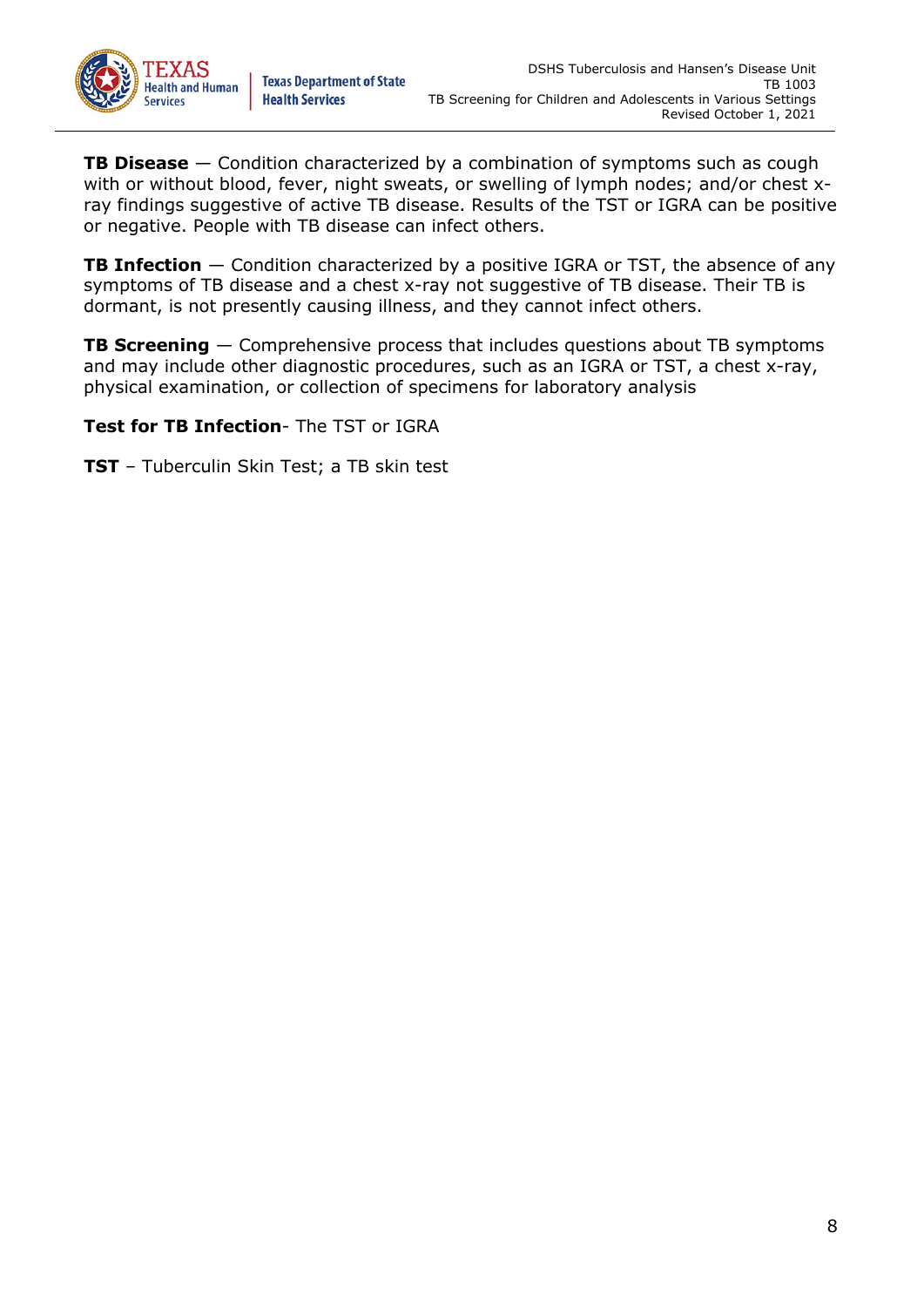**TB Disease** — Condition characterized by a combination of symptoms such as cough with or without blood, fever, night sweats, or swelling of lymph nodes; and/or chest x-ray findings suggestive of active TB disease. Results of the TST or IGRA can be positive or negative. People with TB disease can infect others.

**TB Infection** — Condition characterized by a positive IGRA or TST, the absence of any symptoms of TB disease and a chest x-ray not suggestive of TB disease. Their TB is dormant, is not presently causing illness, and they cannot infect others.

**TB Screening** — Comprehensive process that includes questions about TB symptoms and may include other diagnostic procedures, such as an IGRA or TST, a chest x-ray, physical examination, or collection of specimens for laboratory analysis

**Test for TB Infection**- The TST or IGRA

**TST** – Tuberculin Skin Test; a TB skin test